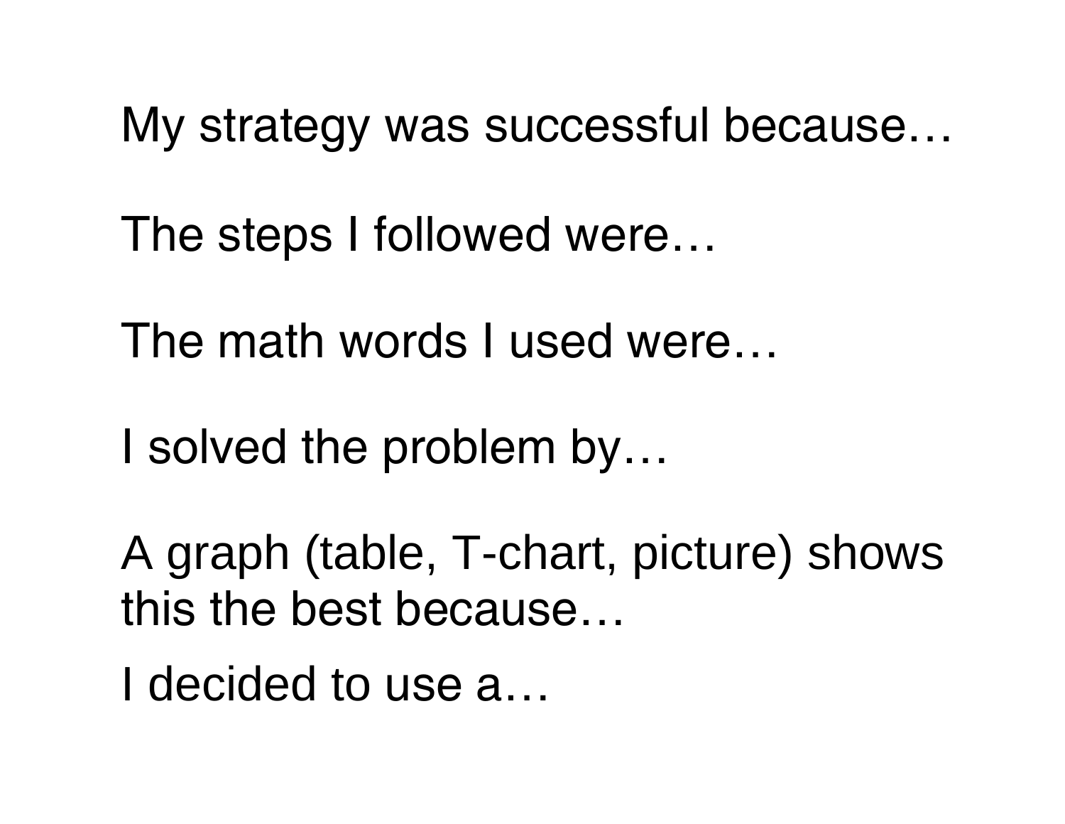My strategy was successful because…

The steps I followed were…

The math words I used were…

I solved the problem by…

A graph (table, T-chart, picture) shows this the best because…

I decided to use a…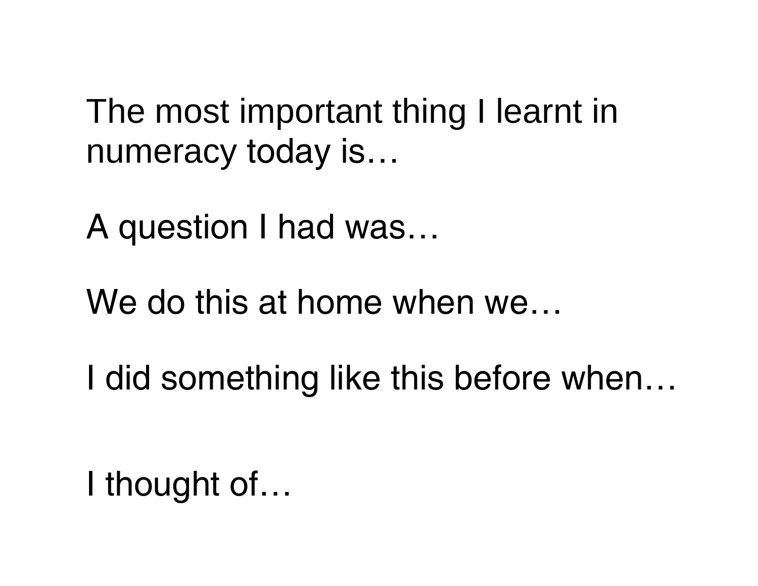The most important thing I learnt in numeracy today is…

A question I had was…

We do this at home when we…

I did something like this before when…

I thought of…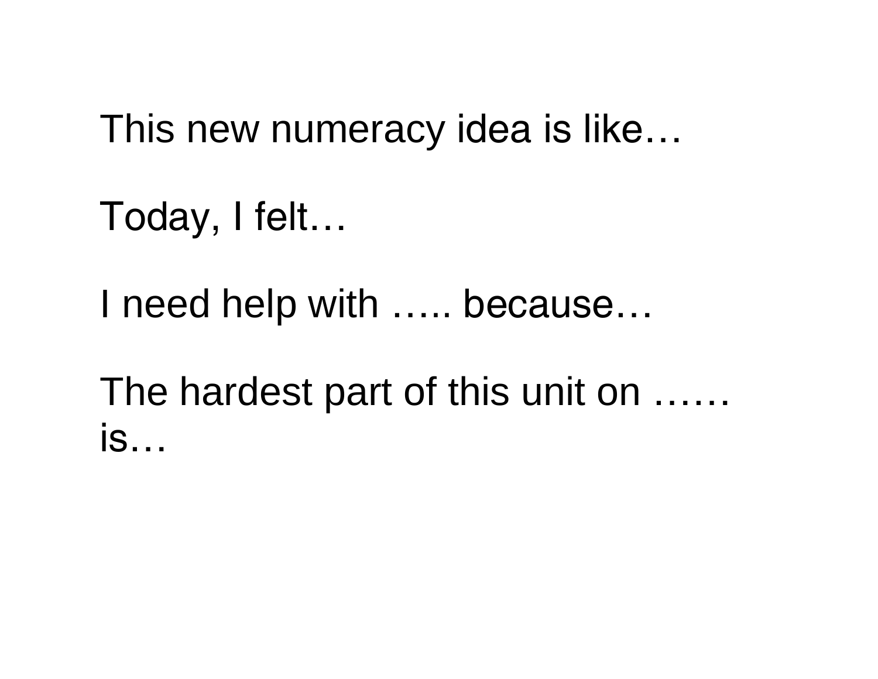This new numeracy idea is like…

Today, I felt…

I need help with ….. because…

The hardest part of this unit on …… is…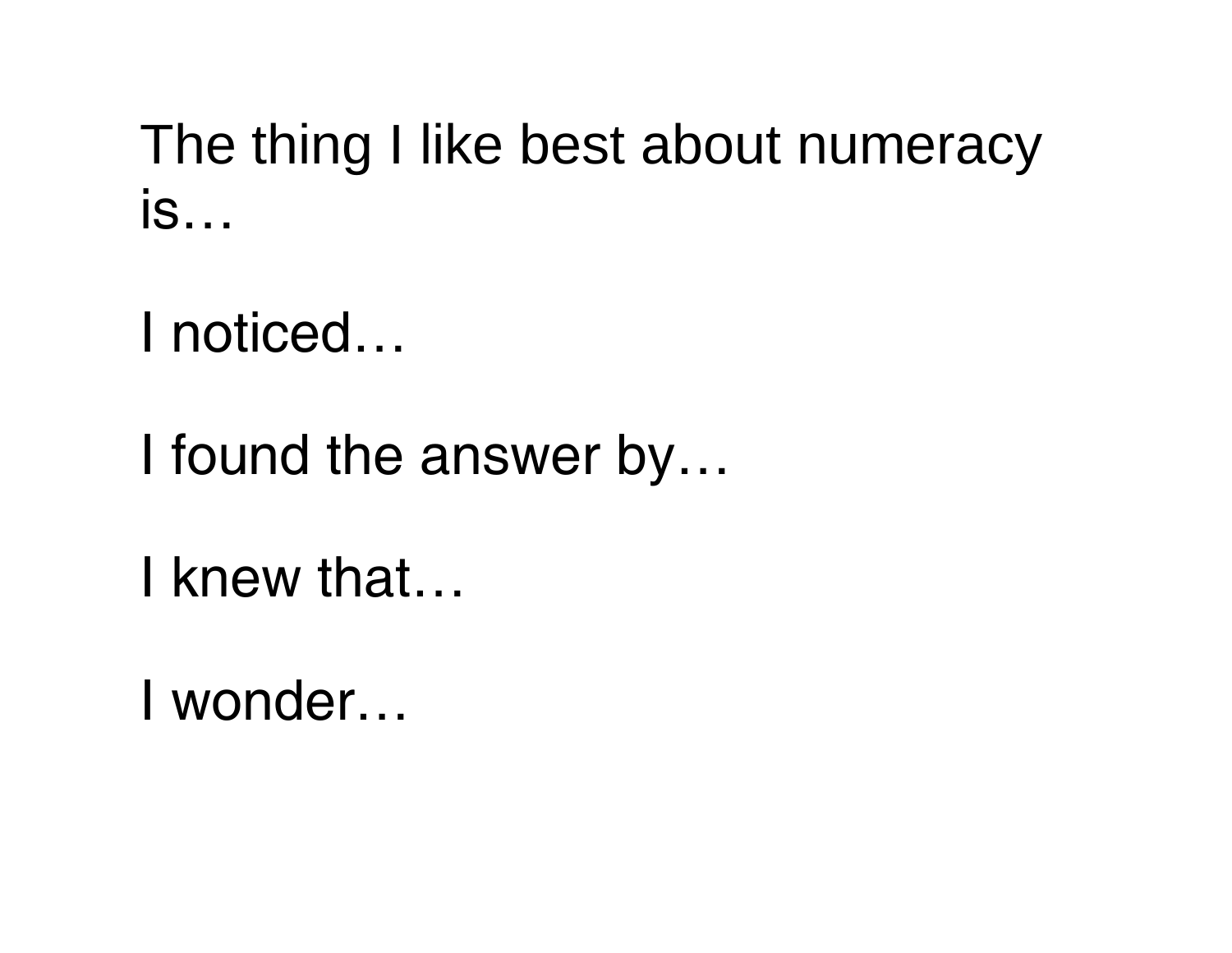The thing I like best about numeracy is…

I noticed…

I found the answer by…

I knew that…

I wonder…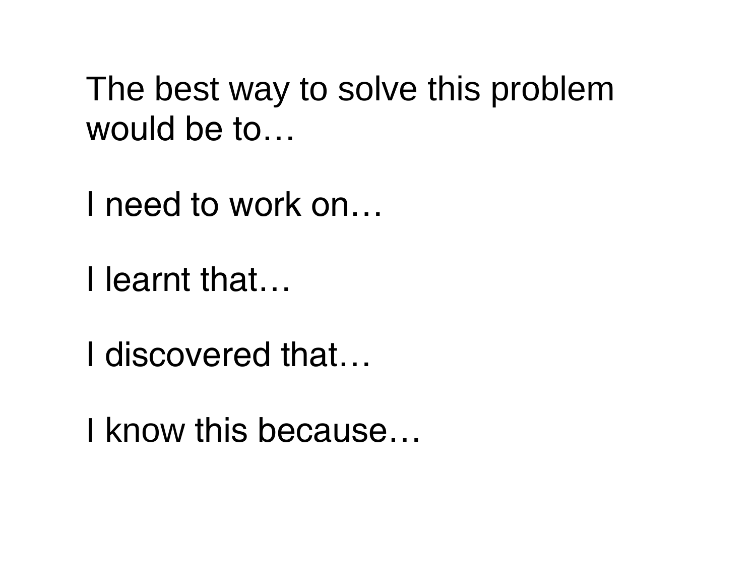The best way to solve this problem would be to…

I need to work on…

I learnt that…

I discovered that…

I know this because…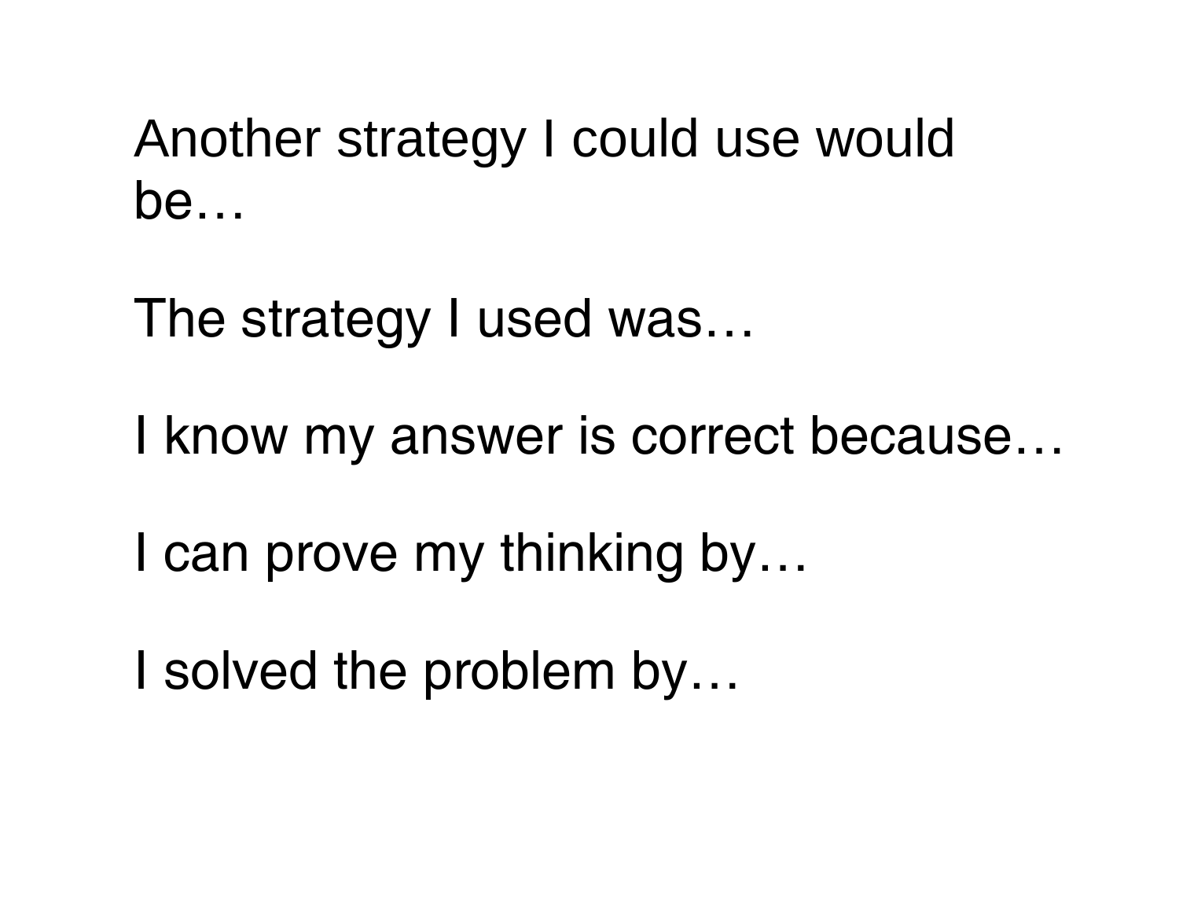Another strategy I could use would be…

The strategy I used was…

I know my answer is correct because…

I can prove my thinking by…

I solved the problem by…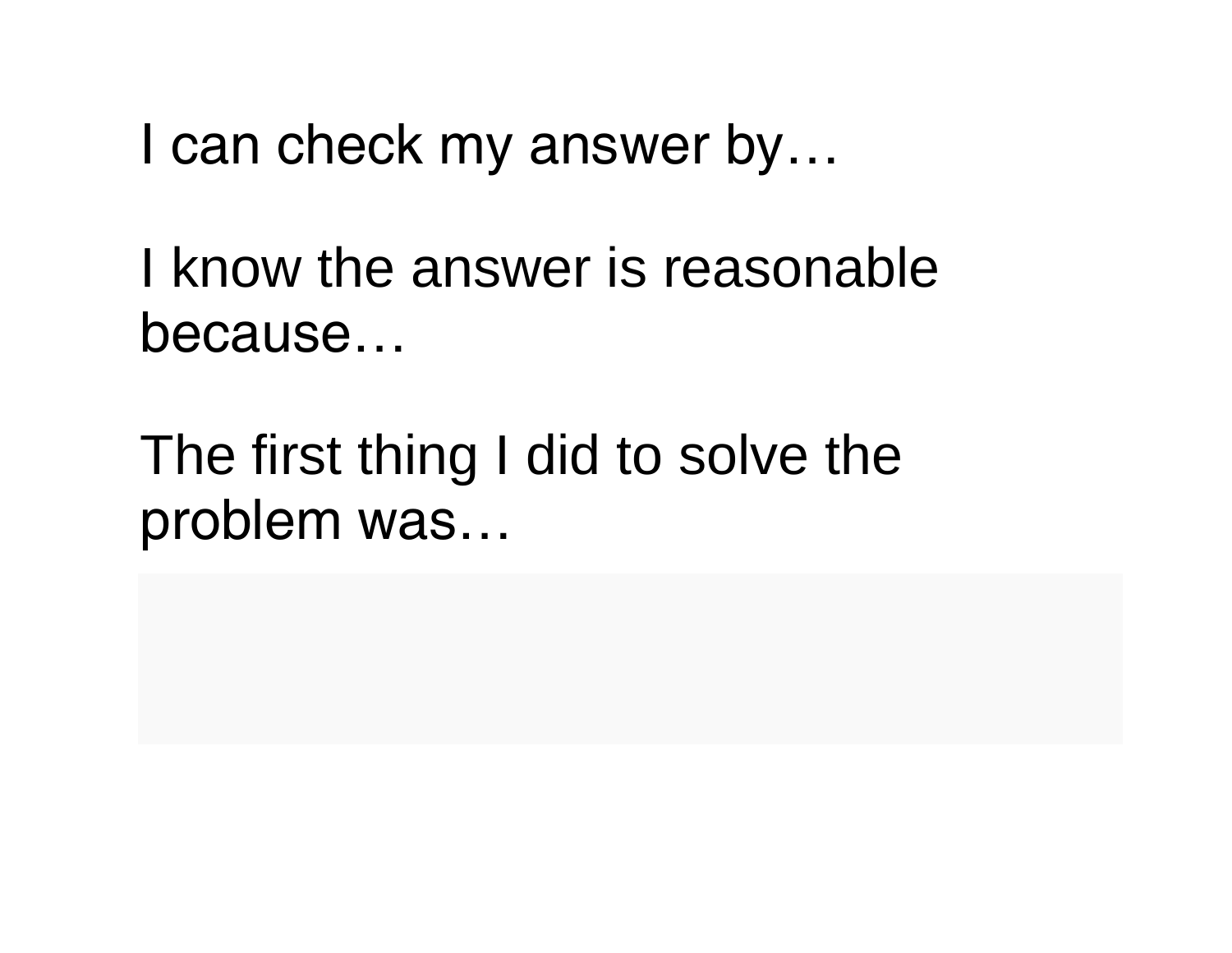I can check my answer by…

I know the answer is reasonable because…

The first thing I did to solve the problem was…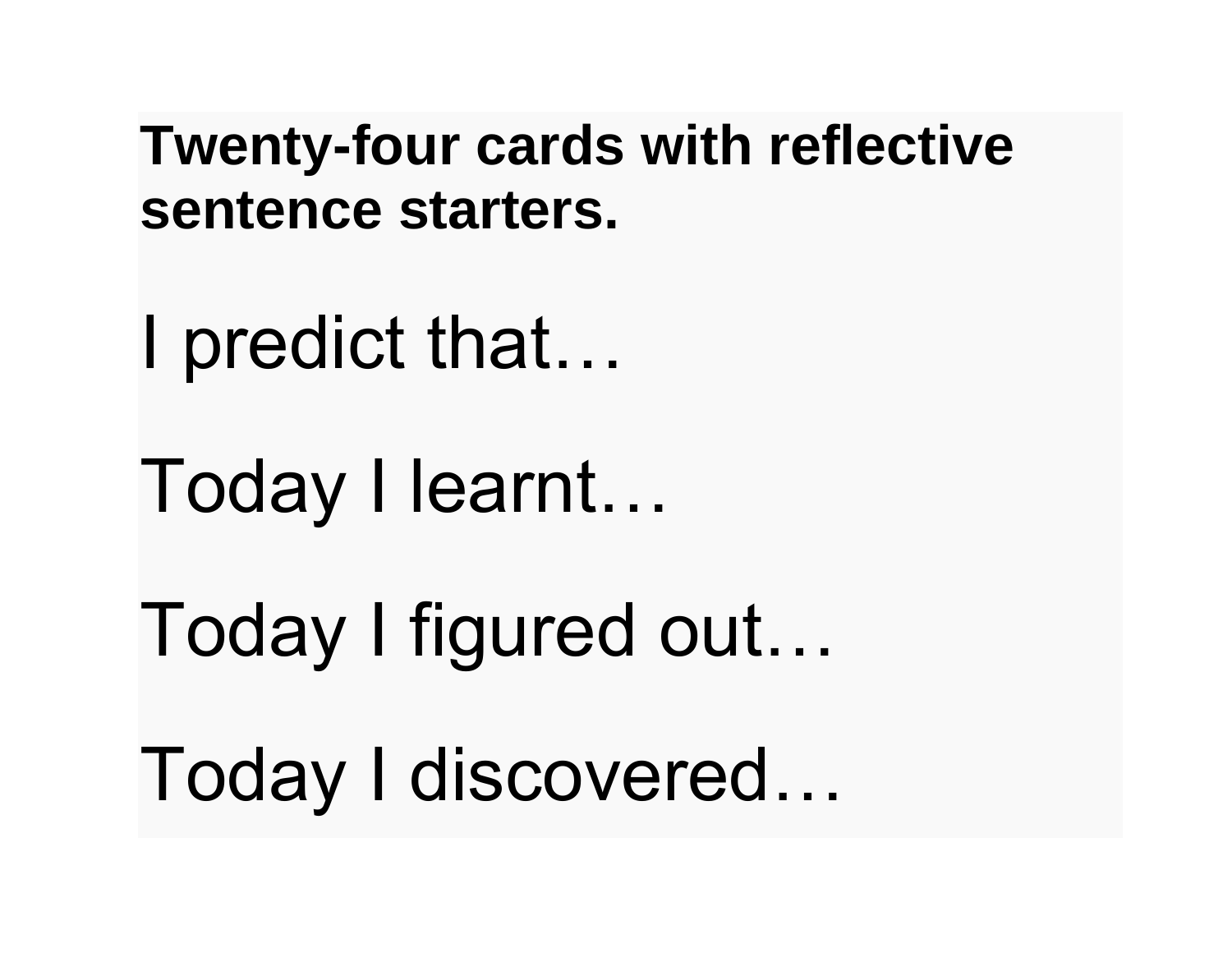**Twenty-four cards with reflective sentence starters.**

I predict that…

Today I learnt…

Today I figured out…

Today I discovered…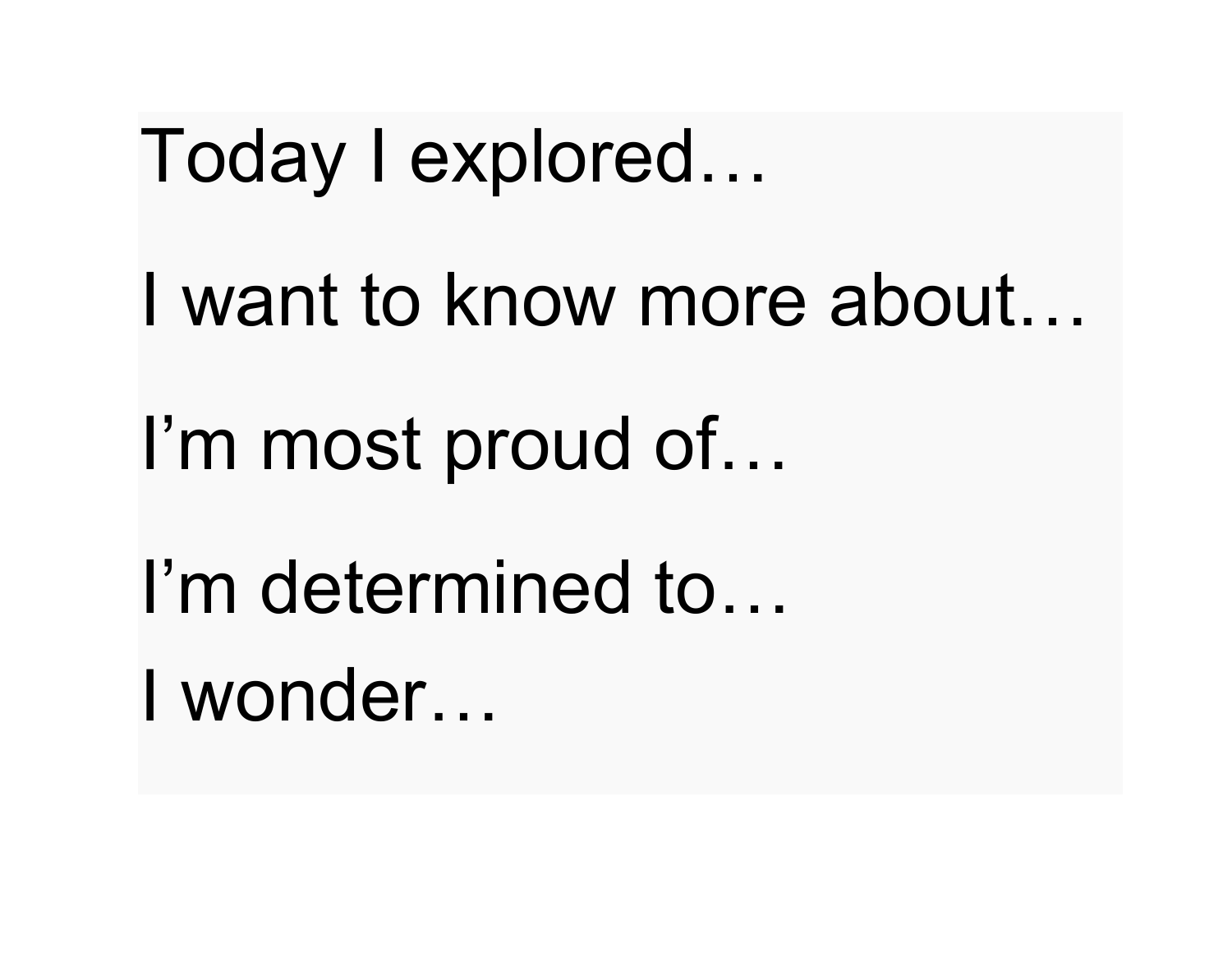Today I explored…

I want to know more about…

I’m most proud of…

I’m determined to…

I wonder…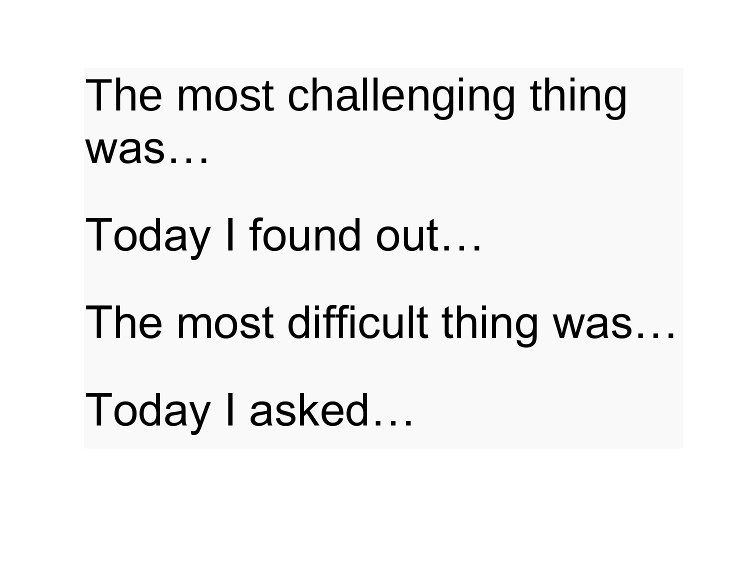The most challenging thing was…

Today I found out…

The most difficult thing was…

Today I asked…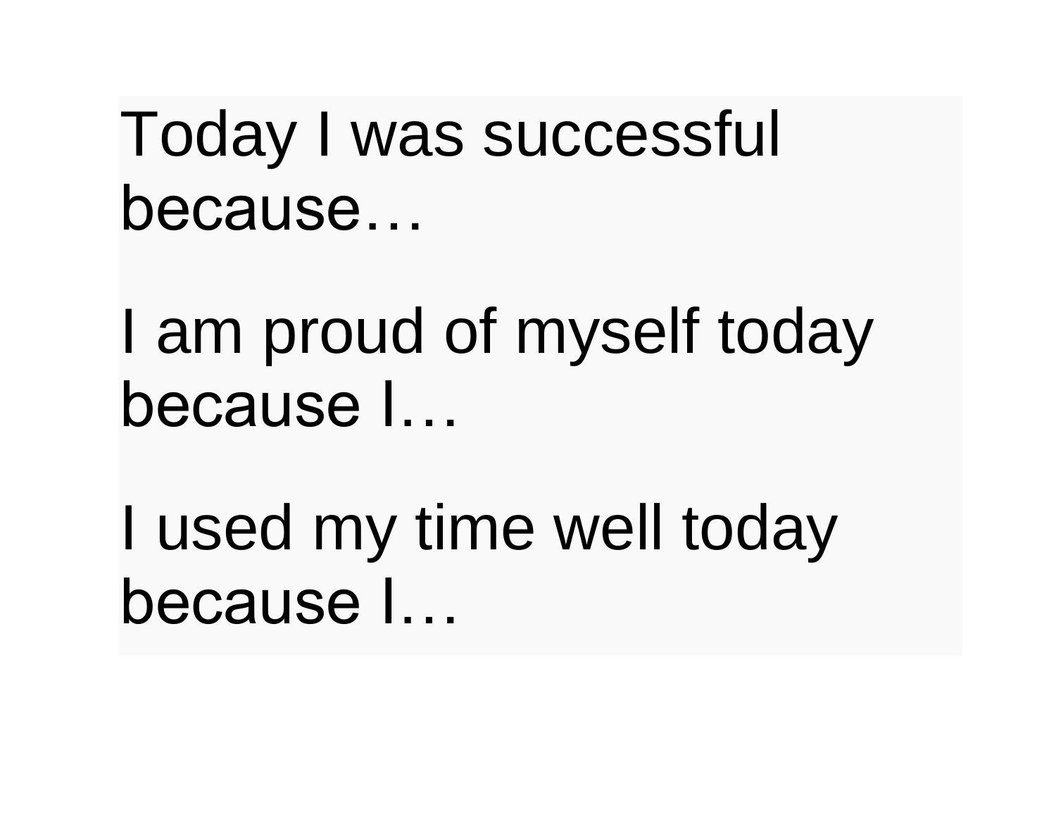Today I was successful because…

I am proud of myself today because I…

I used my time well today because I…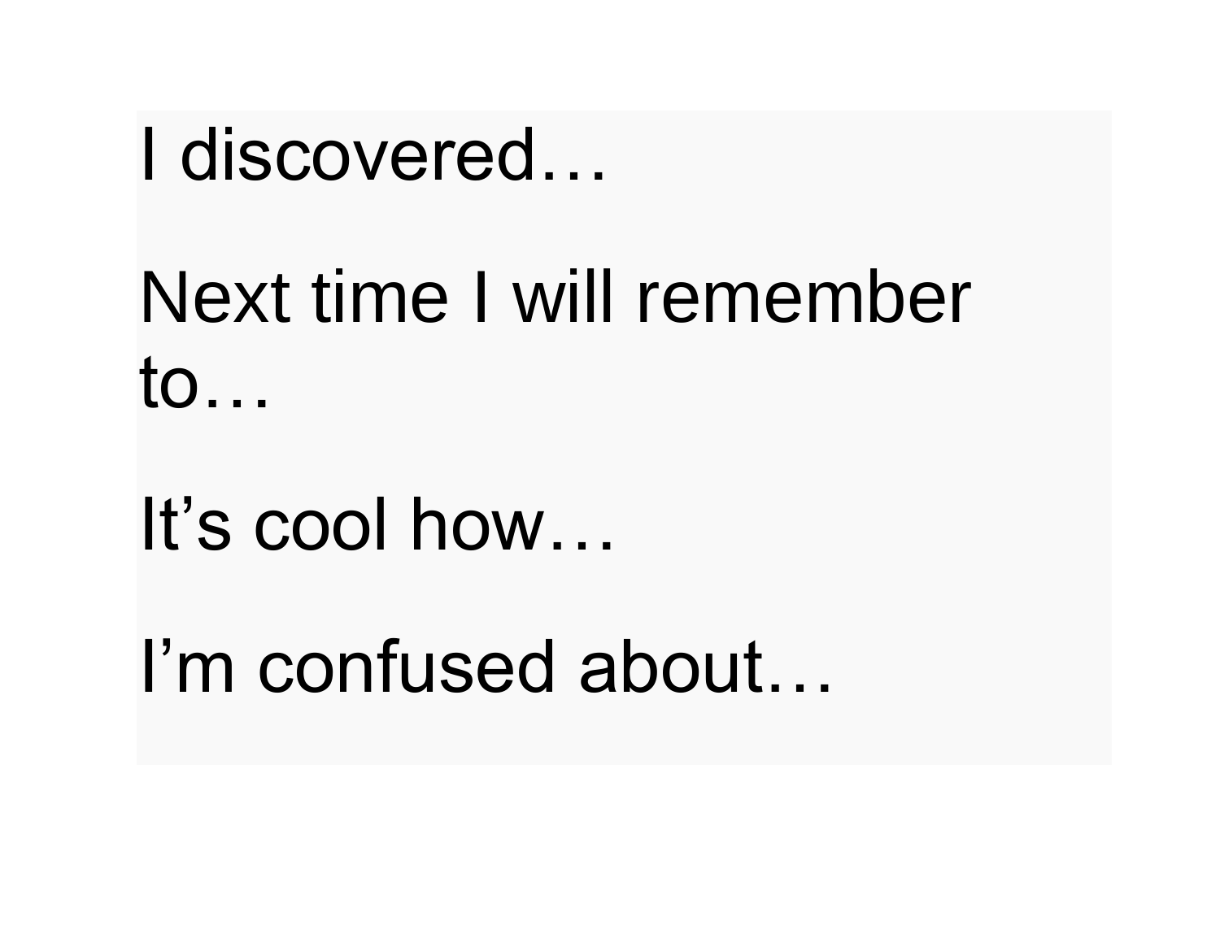I discovered…

Next time I will remember to…

It’s cool how…

I’m confused about…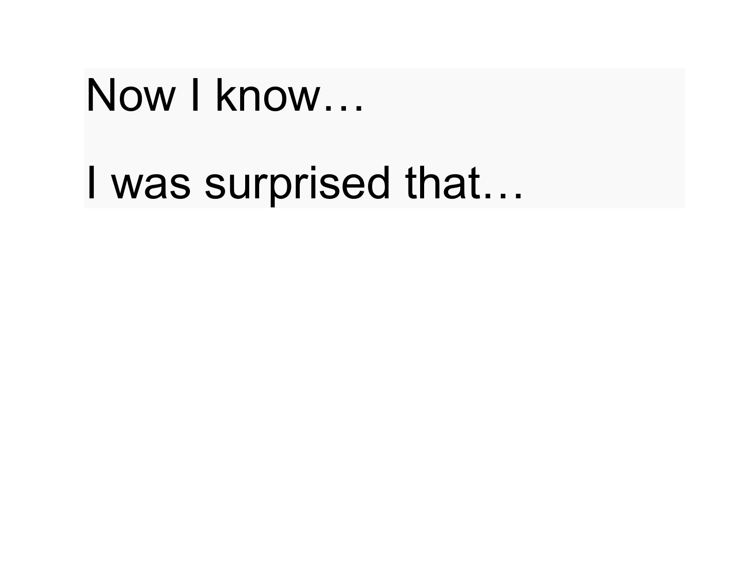Now I know…

I was surprised that…